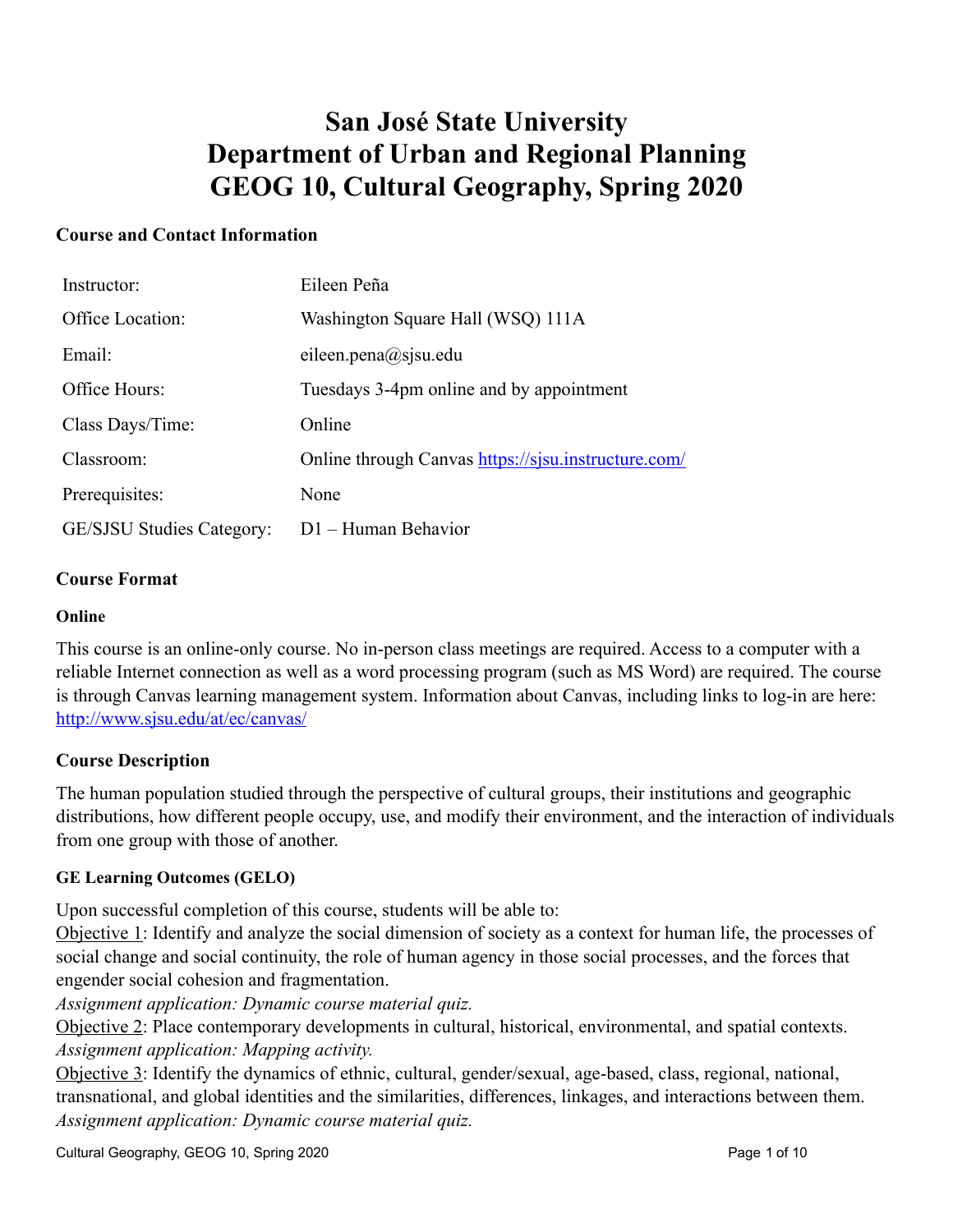# San José State University
# Department of Urban and Regional Planning
# GEOG 10, Cultural Geography, Spring 2020

## Course and Contact Information

| | |
|---|---|
| Instructor: | Eileen Peña |
| Office Location: | Washington Square Hall (WSQ) 111A |
| Email: | eileen.pena@sjsu.edu |
| Office Hours: | Tuesdays 3-4pm online and by appointment |
| Class Days/Time: | Online |
| Classroom: | Online through Canvas https://sjsu.instructure.com/ |
| Prerequisites: | None |
| GE/SJSU Studies Category: | D1 – Human Behavior |

## Course Format

### Online

This course is an online-only course. No in-person class meetings are required. Access to a computer with a reliable Internet connection as well as a word processing program (such as MS Word) are required. The course is through Canvas learning management system. Information about Canvas, including links to log-in are here: http://www.sjsu.edu/at/ec/canvas/

## Course Description

The human population studied through the perspective of cultural groups, their institutions and geographic distributions, how different people occupy, use, and modify their environment, and the interaction of individuals from one group with those of another.

### GE Learning Outcomes (GELO)

Upon successful completion of this course, students will be able to:

Objective 1: Identify and analyze the social dimension of society as a context for human life, the processes of social change and social continuity, the role of human agency in those social processes, and the forces that engender social cohesion and fragmentation.
*Assignment application: Dynamic course material quiz.*

Objective 2: Place contemporary developments in cultural, historical, environmental, and spatial contexts.
*Assignment application: Mapping activity.*

Objective 3: Identify the dynamics of ethnic, cultural, gender/sexual, age-based, class, regional, national, transnational, and global identities and the similarities, differences, linkages, and interactions between them.
*Assignment application: Dynamic course material quiz.*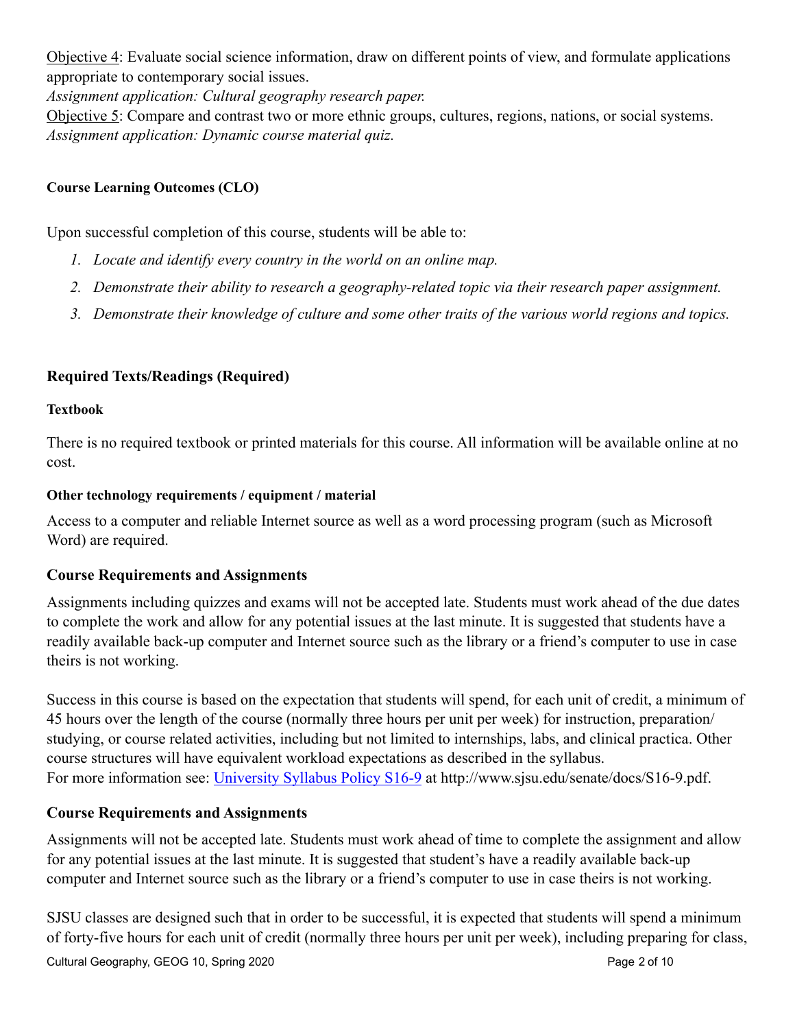Objective 4: Evaluate social science information, draw on different points of view, and formulate applications appropriate to contemporary social issues.
*Assignment application: Cultural geography research paper.*
Objective 5: Compare and contrast two or more ethnic groups, cultures, regions, nations, or social systems.
*Assignment application: Dynamic course material quiz.*

#### Course Learning Outcomes (CLO)

Upon successful completion of this course, students will be able to:

1. *Locate and identify every country in the world on an online map.*
2. *Demonstrate their ability to research a geography-related topic via their research paper assignment.*
3. *Demonstrate their knowledge of culture and some other traits of the various world regions and topics.*

### Required Texts/Readings (Required)

#### Textbook

There is no required textbook or printed materials for this course. All information will be available online at no cost.

#### Other technology requirements / equipment / material

Access to a computer and reliable Internet source as well as a word processing program (such as Microsoft Word) are required.

### Course Requirements and Assignments

Assignments including quizzes and exams will not be accepted late. Students must work ahead of the due dates to complete the work and allow for any potential issues at the last minute. It is suggested that students have a readily available back-up computer and Internet source such as the library or a friend's computer to use in case theirs is not working.

Success in this course is based on the expectation that students will spend, for each unit of credit, a minimum of 45 hours over the length of the course (normally three hours per unit per week) for instruction, preparation/studying, or course related activities, including but not limited to internships, labs, and clinical practica. Other course structures will have equivalent workload expectations as described in the syllabus.
For more information see: [University Syllabus Policy S16-9](http://www.sjsu.edu/senate/docs/S16-9.pdf) at http://www.sjsu.edu/senate/docs/S16-9.pdf.

### Course Requirements and Assignments

Assignments will not be accepted late. Students must work ahead of time to complete the assignment and allow for any potential issues at the last minute. It is suggested that student's have a readily available back-up computer and Internet source such as the library or a friend's computer to use in case theirs is not working.

SJSU classes are designed such that in order to be successful, it is expected that students will spend a minimum of forty-five hours for each unit of credit (normally three hours per unit per week), including preparing for class,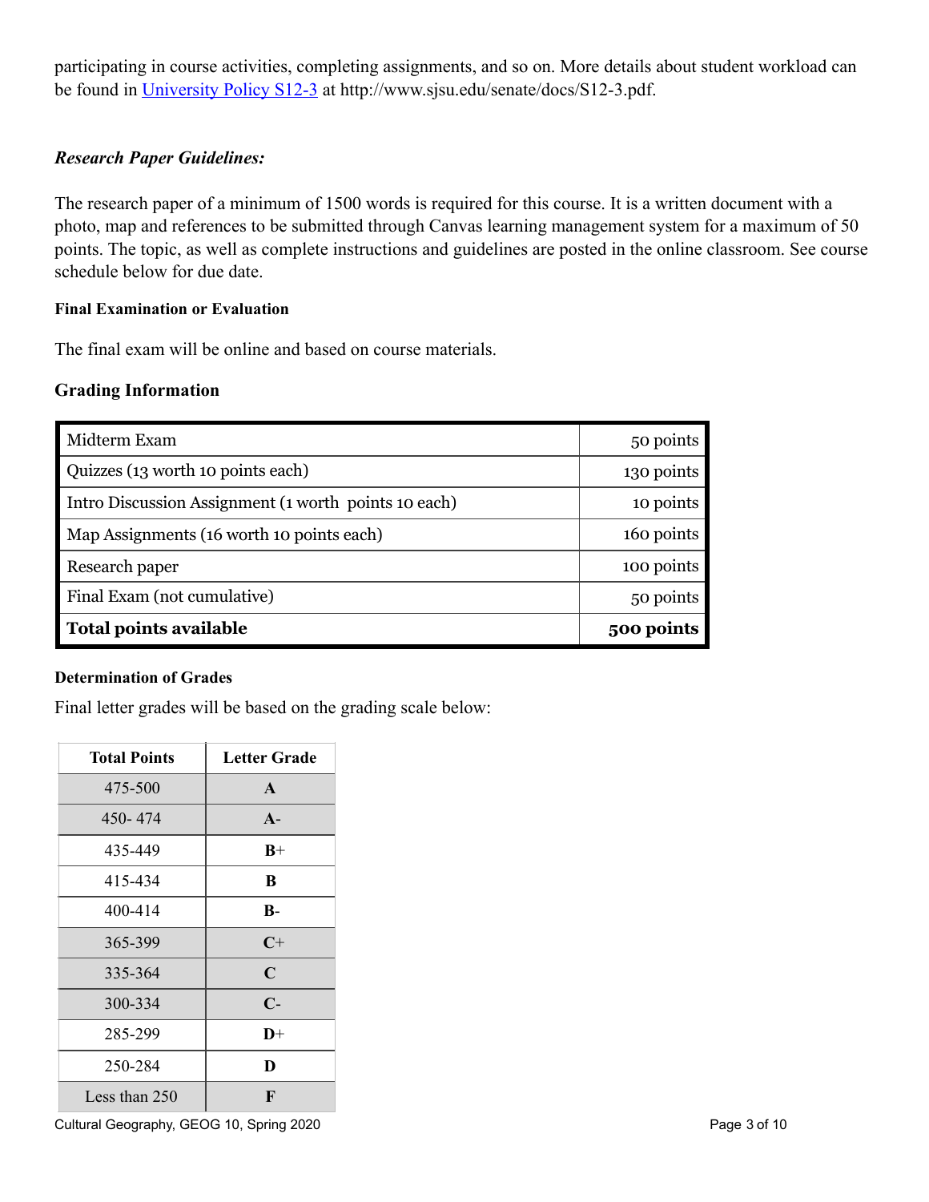participating in course activities, completing assignments, and so on. More details about student workload can be found in [University Policy S12-3](http://www.sjsu.edu/senate/docs/S12-3.pdf) at http://www.sjsu.edu/senate/docs/S12-3.pdf.

### *Research Paper Guidelines:*

The research paper of a minimum of 1500 words is required for this course. It is a written document with a photo, map and references to be submitted through Canvas learning management system for a maximum of 50 points. The topic, as well as complete instructions and guidelines are posted in the online classroom. See course schedule below for due date.

#### Final Examination or Evaluation

The final exam will be online and based on course materials.

### Grading Information

| Item | Points |
|---|---|
| Midterm Exam | 50 points |
| Quizzes (13 worth 10 points each) | 130 points |
| Intro Discussion Assignment (1 worth points 10 each) | 10 points |
| Map Assignments (16 worth 10 points each) | 160 points |
| Research paper | 100 points |
| Final Exam (not cumulative) | 50 points |
| **Total points available** | **500 points** |

#### Determination of Grades

Final letter grades will be based on the grading scale below:

| Total Points | Letter Grade |
|---|---|
| 475-500 | **A** |
| 450- 474 | **A-** |
| 435-449 | **B+** |
| 415-434 | **B** |
| 400-414 | **B-** |
| 365-399 | **C+** |
| 335-364 | **C** |
| 300-334 | **C-** |
| 285-299 | **D+** |
| 250-284 | **D** |
| Less than 250 | **F** |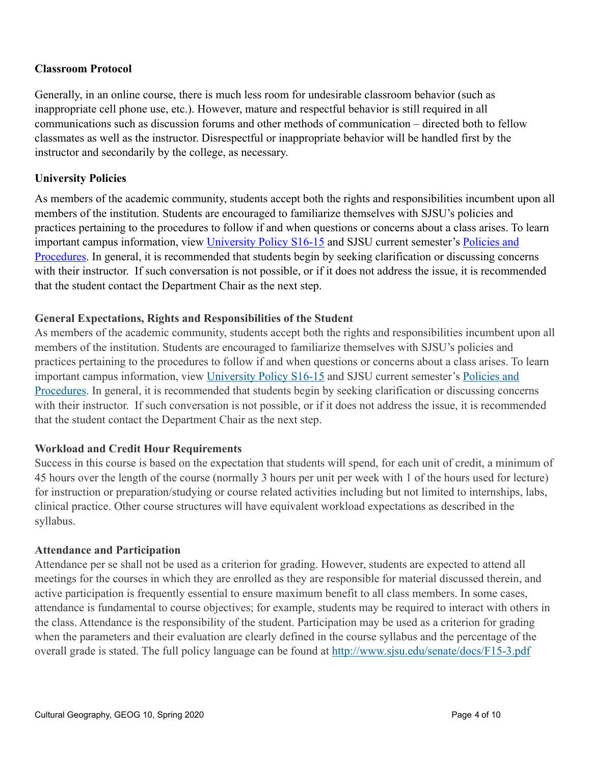### Classroom Protocol

Generally, in an online course, there is much less room for undesirable classroom behavior (such as inappropriate cell phone use, etc.). However, mature and respectful behavior is still required in all communications such as discussion forums and other methods of communication – directed both to fellow classmates as well as the instructor. Disrespectful or inappropriate behavior will be handled first by the instructor and secondarily by the college, as necessary.

### University Policies

As members of the academic community, students accept both the rights and responsibilities incumbent upon all members of the institution. Students are encouraged to familiarize themselves with SJSU's policies and practices pertaining to the procedures to follow if and when questions or concerns about a class arises. To learn important campus information, view University Policy S16-15 and SJSU current semester's Policies and Procedures. In general, it is recommended that students begin by seeking clarification or discussing concerns with their instructor. If such conversation is not possible, or if it does not address the issue, it is recommended that the student contact the Department Chair as the next step.

### General Expectations, Rights and Responsibilities of the Student

As members of the academic community, students accept both the rights and responsibilities incumbent upon all members of the institution. Students are encouraged to familiarize themselves with SJSU's policies and practices pertaining to the procedures to follow if and when questions or concerns about a class arises. To learn important campus information, view University Policy S16-15 and SJSU current semester's Policies and Procedures. In general, it is recommended that students begin by seeking clarification or discussing concerns with their instructor. If such conversation is not possible, or if it does not address the issue, it is recommended that the student contact the Department Chair as the next step.

### Workload and Credit Hour Requirements

Success in this course is based on the expectation that students will spend, for each unit of credit, a minimum of 45 hours over the length of the course (normally 3 hours per unit per week with 1 of the hours used for lecture) for instruction or preparation/studying or course related activities including but not limited to internships, labs, clinical practice. Other course structures will have equivalent workload expectations as described in the syllabus.

### Attendance and Participation

Attendance per se shall not be used as a criterion for grading. However, students are expected to attend all meetings for the courses in which they are enrolled as they are responsible for material discussed therein, and active participation is frequently essential to ensure maximum benefit to all class members. In some cases, attendance is fundamental to course objectives; for example, students may be required to interact with others in the class. Attendance is the responsibility of the student. Participation may be used as a criterion for grading when the parameters and their evaluation are clearly defined in the course syllabus and the percentage of the overall grade is stated. The full policy language can be found at http://www.sjsu.edu/senate/docs/F15-3.pdf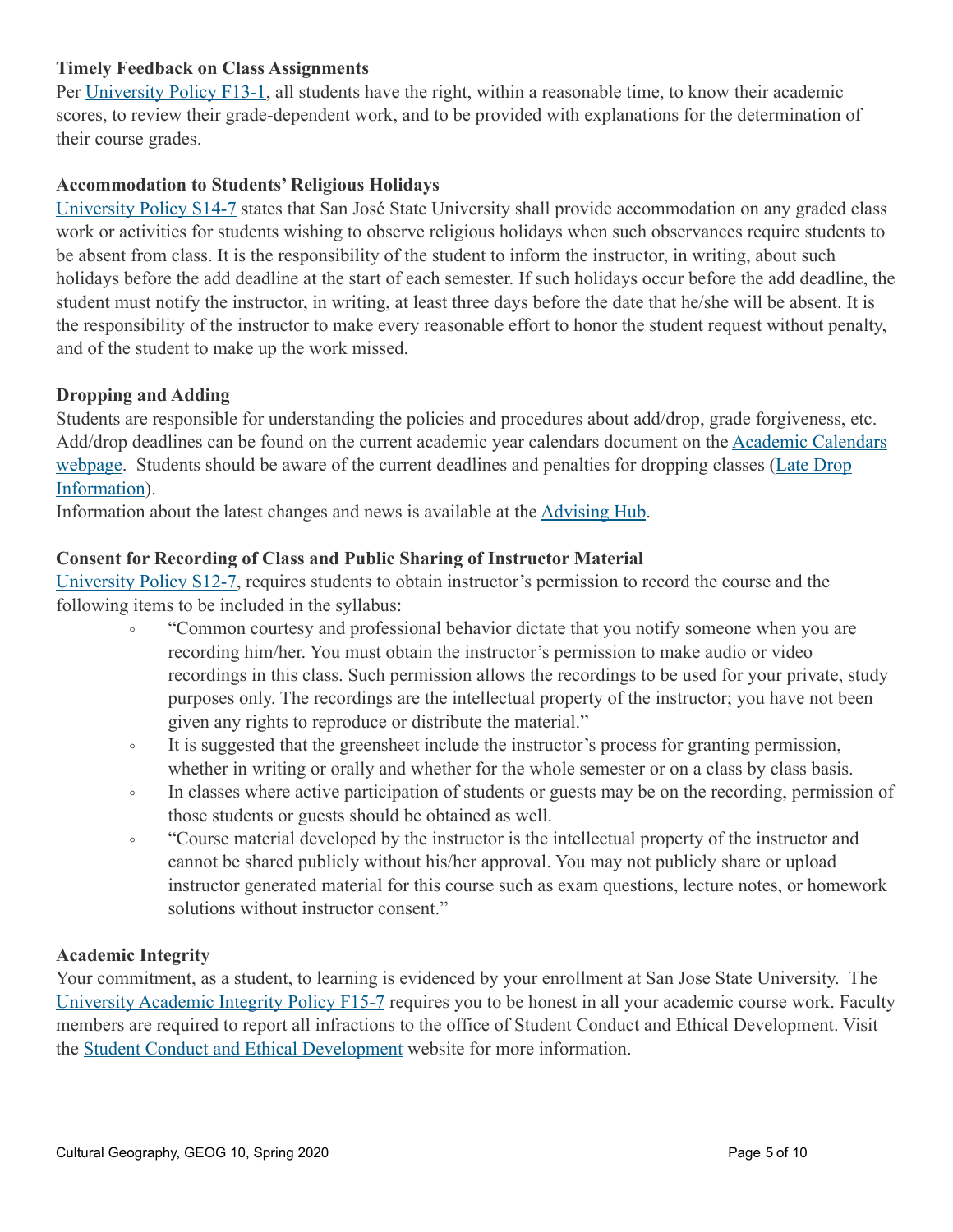### Timely Feedback on Class Assignments

Per University Policy F13-1, all students have the right, within a reasonable time, to know their academic scores, to review their grade-dependent work, and to be provided with explanations for the determination of their course grades.

### Accommodation to Students' Religious Holidays

University Policy S14-7 states that San José State University shall provide accommodation on any graded class work or activities for students wishing to observe religious holidays when such observances require students to be absent from class. It is the responsibility of the student to inform the instructor, in writing, about such holidays before the add deadline at the start of each semester. If such holidays occur before the add deadline, the student must notify the instructor, in writing, at least three days before the date that he/she will be absent. It is the responsibility of the instructor to make every reasonable effort to honor the student request without penalty, and of the student to make up the work missed.

### Dropping and Adding

Students are responsible for understanding the policies and procedures about add/drop, grade forgiveness, etc. Add/drop deadlines can be found on the current academic year calendars document on the Academic Calendars webpage. Students should be aware of the current deadlines and penalties for dropping classes (Late Drop Information).

Information about the latest changes and news is available at the Advising Hub.

### Consent for Recording of Class and Public Sharing of Instructor Material

University Policy S12-7, requires students to obtain instructor's permission to record the course and the following items to be included in the syllabus:

- "Common courtesy and professional behavior dictate that you notify someone when you are recording him/her. You must obtain the instructor's permission to make audio or video recordings in this class. Such permission allows the recordings to be used for your private, study purposes only. The recordings are the intellectual property of the instructor; you have not been given any rights to reproduce or distribute the material."
- It is suggested that the greensheet include the instructor's process for granting permission, whether in writing or orally and whether for the whole semester or on a class by class basis.
- In classes where active participation of students or guests may be on the recording, permission of those students or guests should be obtained as well.
- "Course material developed by the instructor is the intellectual property of the instructor and cannot be shared publicly without his/her approval. You may not publicly share or upload instructor generated material for this course such as exam questions, lecture notes, or homework solutions without instructor consent."

### Academic Integrity

Your commitment, as a student, to learning is evidenced by your enrollment at San Jose State University. The University Academic Integrity Policy F15-7 requires you to be honest in all your academic course work. Faculty members are required to report all infractions to the office of Student Conduct and Ethical Development. Visit the Student Conduct and Ethical Development website for more information.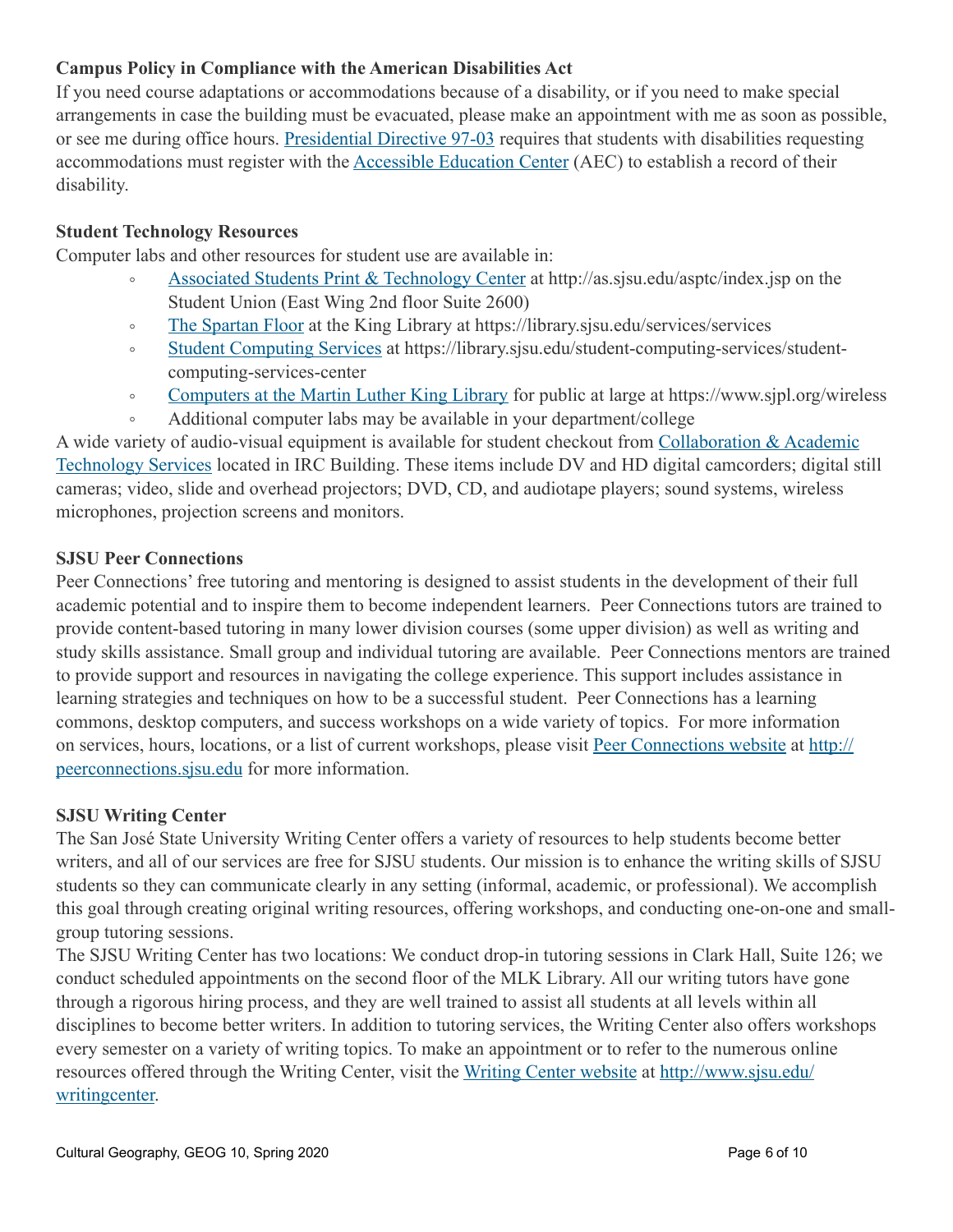### Campus Policy in Compliance with the American Disabilities Act

If you need course adaptations or accommodations because of a disability, or if you need to make special arrangements in case the building must be evacuated, please make an appointment with me as soon as possible, or see me during office hours. Presidential Directive 97-03 requires that students with disabilities requesting accommodations must register with the Accessible Education Center (AEC) to establish a record of their disability.

### Student Technology Resources

Computer labs and other resources for student use are available in:

- Associated Students Print & Technology Center at http://as.sjsu.edu/asptc/index.jsp on the Student Union (East Wing 2nd floor Suite 2600)
- The Spartan Floor at the King Library at https://library.sjsu.edu/services/services
- Student Computing Services at https://library.sjsu.edu/student-computing-services/student-computing-services-center
- Computers at the Martin Luther King Library for public at large at https://www.sjpl.org/wireless
- Additional computer labs may be available in your department/college

A wide variety of audio-visual equipment is available for student checkout from Collaboration & Academic Technology Services located in IRC Building. These items include DV and HD digital camcorders; digital still cameras; video, slide and overhead projectors; DVD, CD, and audiotape players; sound systems, wireless microphones, projection screens and monitors.

### SJSU Peer Connections

Peer Connections' free tutoring and mentoring is designed to assist students in the development of their full academic potential and to inspire them to become independent learners. Peer Connections tutors are trained to provide content-based tutoring in many lower division courses (some upper division) as well as writing and study skills assistance. Small group and individual tutoring are available. Peer Connections mentors are trained to provide support and resources in navigating the college experience. This support includes assistance in learning strategies and techniques on how to be a successful student. Peer Connections has a learning commons, desktop computers, and success workshops on a wide variety of topics. For more information on services, hours, locations, or a list of current workshops, please visit Peer Connections website at http://peerconnections.sjsu.edu for more information.

### SJSU Writing Center

The San José State University Writing Center offers a variety of resources to help students become better writers, and all of our services are free for SJSU students. Our mission is to enhance the writing skills of SJSU students so they can communicate clearly in any setting (informal, academic, or professional). We accomplish this goal through creating original writing resources, offering workshops, and conducting one-on-one and small-group tutoring sessions.

The SJSU Writing Center has two locations: We conduct drop-in tutoring sessions in Clark Hall, Suite 126; we conduct scheduled appointments on the second floor of the MLK Library. All our writing tutors have gone through a rigorous hiring process, and they are well trained to assist all students at all levels within all disciplines to become better writers. In addition to tutoring services, the Writing Center also offers workshops every semester on a variety of writing topics. To make an appointment or to refer to the numerous online resources offered through the Writing Center, visit the Writing Center website at http://www.sjsu.edu/writingcenter.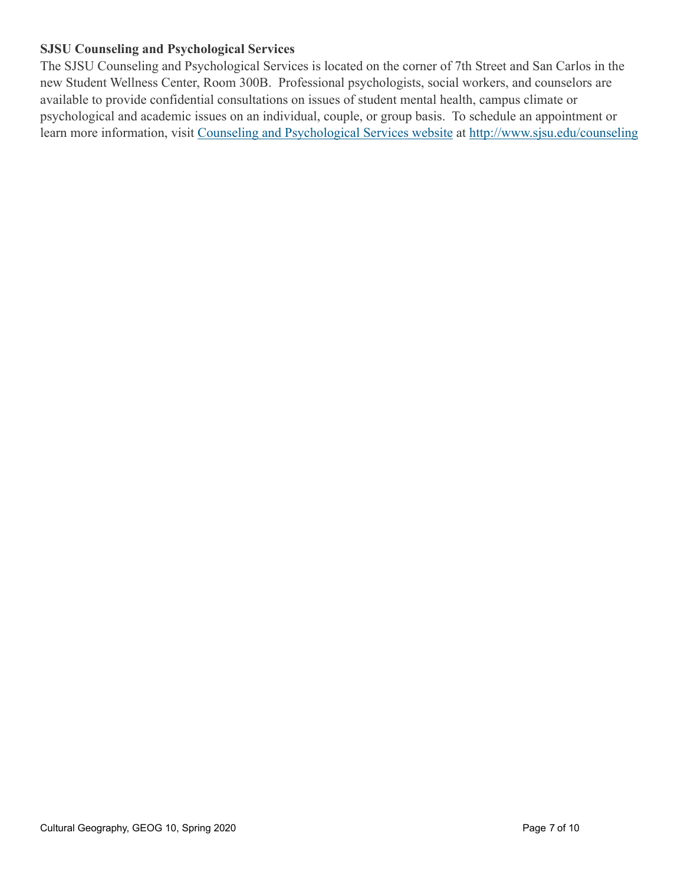**SJSU Counseling and Psychological Services**

The SJSU Counseling and Psychological Services is located on the corner of 7th Street and San Carlos in the new Student Wellness Center, Room 300B. Professional psychologists, social workers, and counselors are available to provide confidential consultations on issues of student mental health, campus climate or psychological and academic issues on an individual, couple, or group basis. To schedule an appointment or learn more information, visit [Counseling and Psychological Services website](http://www.sjsu.edu/counseling) at http://www.sjsu.edu/counseling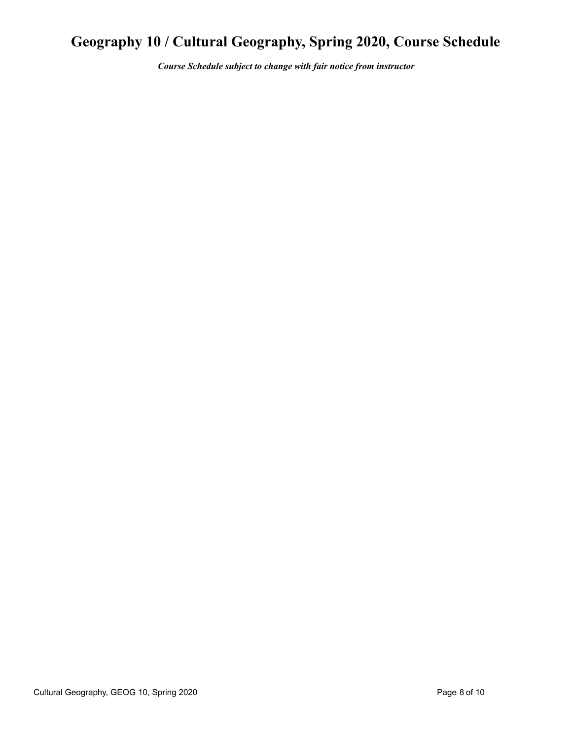# Geography 10 / Cultural Geography, Spring 2020, Course Schedule

***Course Schedule subject to change with fair notice from instructor***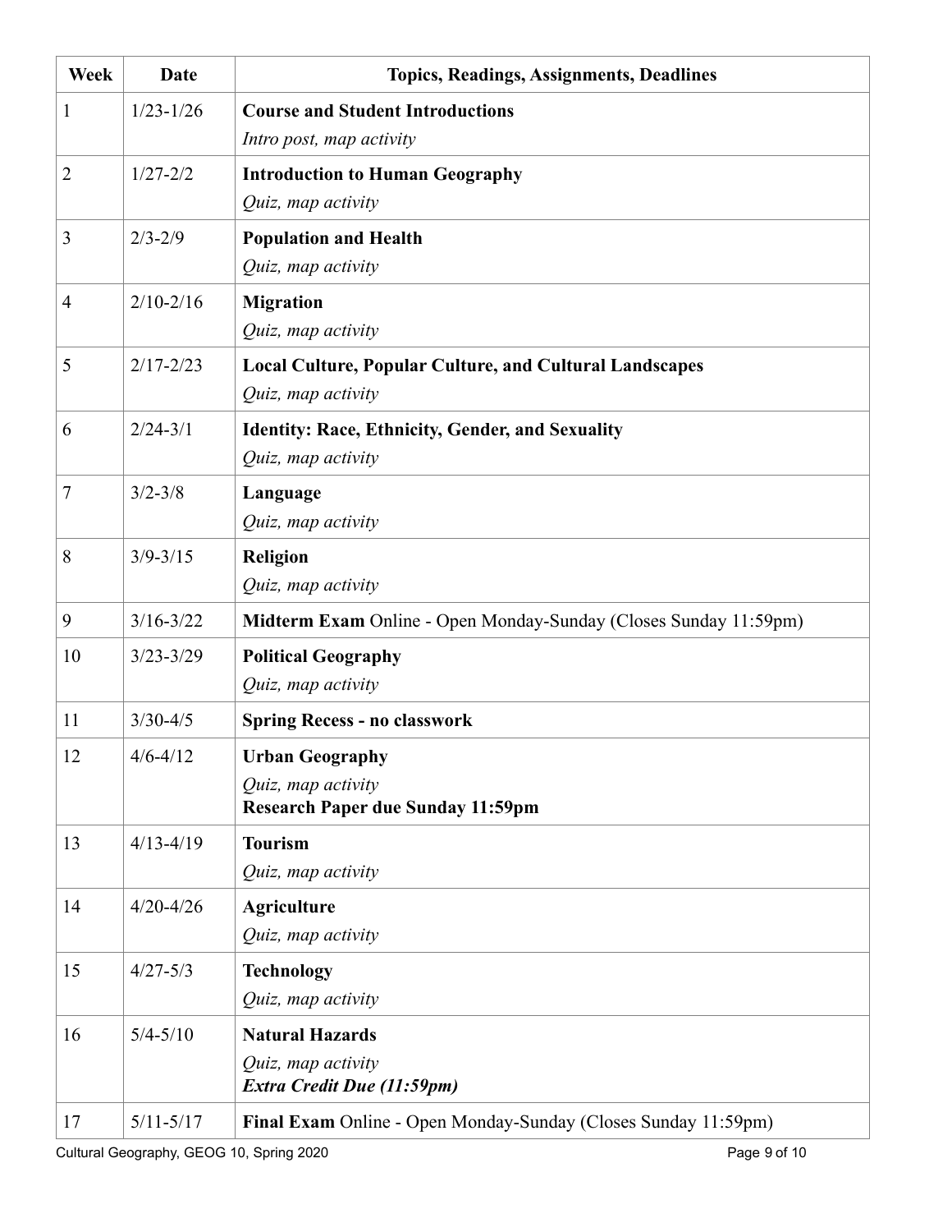| Week | Date | Topics, Readings, Assignments, Deadlines |
|---|---|---|
| 1 | 1/23-1/26 | **Course and Student Introductions**<br>*Intro post, map activity* |
| 2 | 1/27-2/2 | **Introduction to Human Geography**<br>*Quiz, map activity* |
| 3 | 2/3-2/9 | **Population and Health**<br>*Quiz, map activity* |
| 4 | 2/10-2/16 | **Migration**<br>*Quiz, map activity* |
| 5 | 2/17-2/23 | **Local Culture, Popular Culture, and Cultural Landscapes**<br>*Quiz, map activity* |
| 6 | 2/24-3/1 | **Identity: Race, Ethnicity, Gender, and Sexuality**<br>*Quiz, map activity* |
| 7 | 3/2-3/8 | **Language**<br>*Quiz, map activity* |
| 8 | 3/9-3/15 | **Religion**<br>*Quiz, map activity* |
| 9 | 3/16-3/22 | **Midterm Exam** Online - Open Monday-Sunday (Closes Sunday 11:59pm) |
| 10 | 3/23-3/29 | **Political Geography**<br>*Quiz, map activity* |
| 11 | 3/30-4/5 | **Spring Recess - no classwork** |
| 12 | 4/6-4/12 | **Urban Geography**<br>*Quiz, map activity*<br>**Research Paper due Sunday 11:59pm** |
| 13 | 4/13-4/19 | **Tourism**<br>*Quiz, map activity* |
| 14 | 4/20-4/26 | **Agriculture**<br>*Quiz, map activity* |
| 15 | 4/27-5/3 | **Technology**<br>*Quiz, map activity* |
| 16 | 5/4-5/10 | **Natural Hazards**<br>*Quiz, map activity*<br>***Extra Credit Due (11:59pm)*** |
| 17 | 5/11-5/17 | **Final Exam** Online - Open Monday-Sunday (Closes Sunday 11:59pm) |